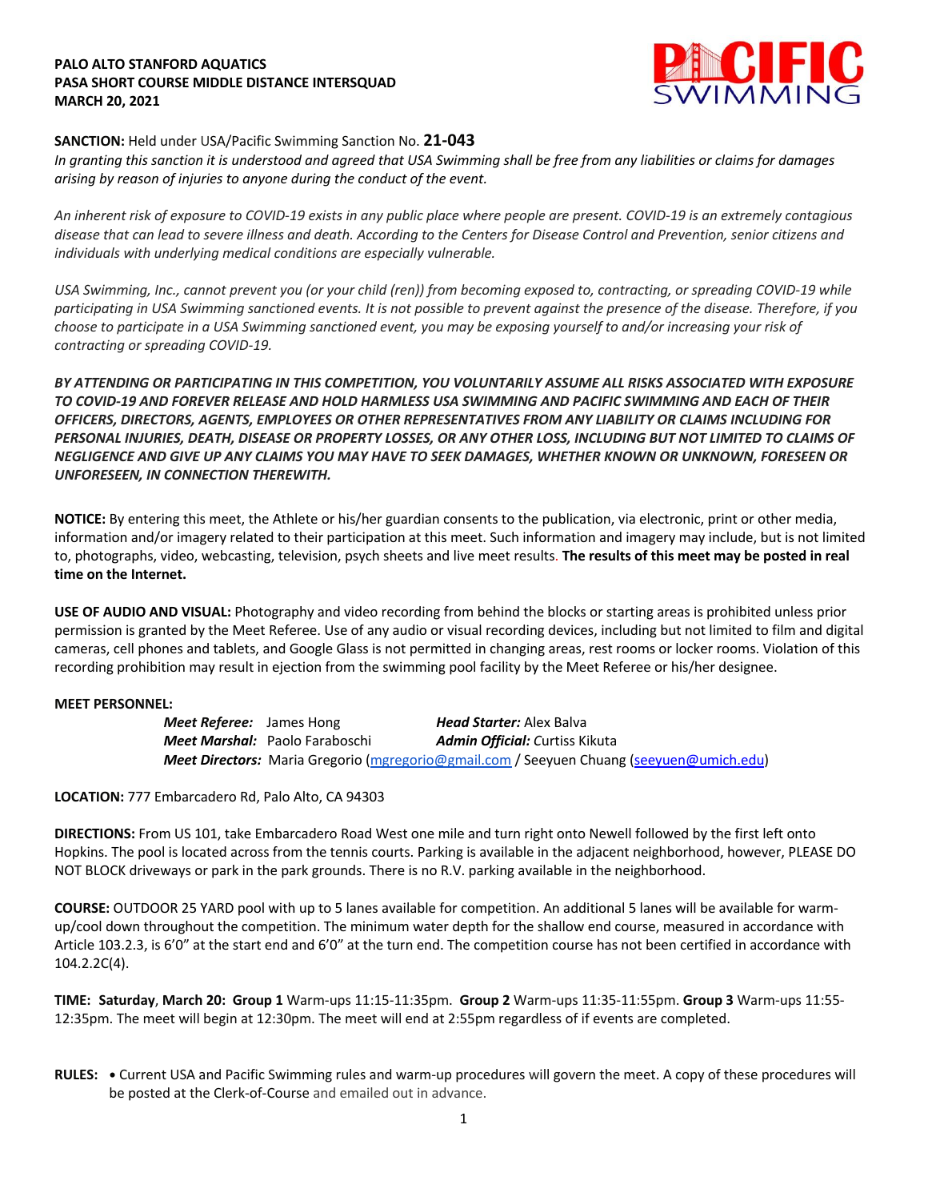**PALO ALTO STANFORD AQUATICS**
**PASA SHORT COURSE MIDDLE DISTANCE INTERSQUAD**
**MARCH 20, 2021**

**SANCTION:** Held under USA/Pacific Swimming Sanction No. **21-043**

*In granting this sanction it is understood and agreed that USA Swimming shall be free from any liabilities or claims for damages arising by reason of injuries to anyone during the conduct of the event.*

*An inherent risk of exposure to COVID-19 exists in any public place where people are present. COVID-19 is an extremely contagious disease that can lead to severe illness and death. According to the Centers for Disease Control and Prevention, senior citizens and individuals with underlying medical conditions are especially vulnerable.*

*USA Swimming, Inc., cannot prevent you (or your child (ren)) from becoming exposed to, contracting, or spreading COVID-19 while participating in USA Swimming sanctioned events. It is not possible to prevent against the presence of the disease. Therefore, if you choose to participate in a USA Swimming sanctioned event, you may be exposing yourself to and/or increasing your risk of contracting or spreading COVID-19.*

***BY ATTENDING OR PARTICIPATING IN THIS COMPETITION, YOU VOLUNTARILY ASSUME ALL RISKS ASSOCIATED WITH EXPOSURE TO COVID-19 AND FOREVER RELEASE AND HOLD HARMLESS USA SWIMMING AND PACIFIC SWIMMING AND EACH OF THEIR OFFICERS, DIRECTORS, AGENTS, EMPLOYEES OR OTHER REPRESENTATIVES FROM ANY LIABILITY OR CLAIMS INCLUDING FOR PERSONAL INJURIES, DEATH, DISEASE OR PROPERTY LOSSES, OR ANY OTHER LOSS, INCLUDING BUT NOT LIMITED TO CLAIMS OF NEGLIGENCE AND GIVE UP ANY CLAIMS YOU MAY HAVE TO SEEK DAMAGES, WHETHER KNOWN OR UNKNOWN, FORESEEN OR UNFORESEEN, IN CONNECTION THEREWITH.***

**NOTICE:** By entering this meet, the Athlete or his/her guardian consents to the publication, via electronic, print or other media, information and/or imagery related to their participation at this meet. Such information and imagery may include, but is not limited to, photographs, video, webcasting, television, psych sheets and live meet results. **The results of this meet may be posted in real time on the Internet.**

**USE OF AUDIO AND VISUAL:** Photography and video recording from behind the blocks or starting areas is prohibited unless prior permission is granted by the Meet Referee. Use of any audio or visual recording devices, including but not limited to film and digital cameras, cell phones and tablets, and Google Glass is not permitted in changing areas, rest rooms or locker rooms. Violation of this recording prohibition may result in ejection from the swimming pool facility by the Meet Referee or his/her designee.

**MEET PERSONNEL:**

***Meet Referee:*** James Hong — ***Head Starter:*** Alex Balva
***Meet Marshal:*** Paolo Faraboschi — ***Admin Official:*** Curtiss Kikuta
***Meet Directors:*** Maria Gregorio (mgregorio@gmail.com / Seeyuen Chuang (seeyuen@umich.edu)

**LOCATION:** 777 Embarcadero Rd, Palo Alto, CA 94303

**DIRECTIONS:** From US 101, take Embarcadero Road West one mile and turn right onto Newell followed by the first left onto Hopkins. The pool is located across from the tennis courts. Parking is available in the adjacent neighborhood, however, PLEASE DO NOT BLOCK driveways or park in the park grounds. There is no R.V. parking available in the neighborhood.

**COURSE:** OUTDOOR 25 YARD pool with up to 5 lanes available for competition. An additional 5 lanes will be available for warm-up/cool down throughout the competition. The minimum water depth for the shallow end course, measured in accordance with Article 103.2.3, is 6'0" at the start end and 6'0" at the turn end. The competition course has not been certified in accordance with 104.2.2C(4).

**TIME: Saturday**, **March 20: Group 1** Warm-ups 11:15-11:35pm. **Group 2** Warm-ups 11:35-11:55pm. **Group 3** Warm-ups 11:55-12:35pm. The meet will begin at 12:30pm. The meet will end at 2:55pm regardless of if events are completed.

**RULES:**

- Current USA and Pacific Swimming rules and warm-up procedures will govern the meet. A copy of these procedures will be posted at the Clerk-of-Course and emailed out in advance.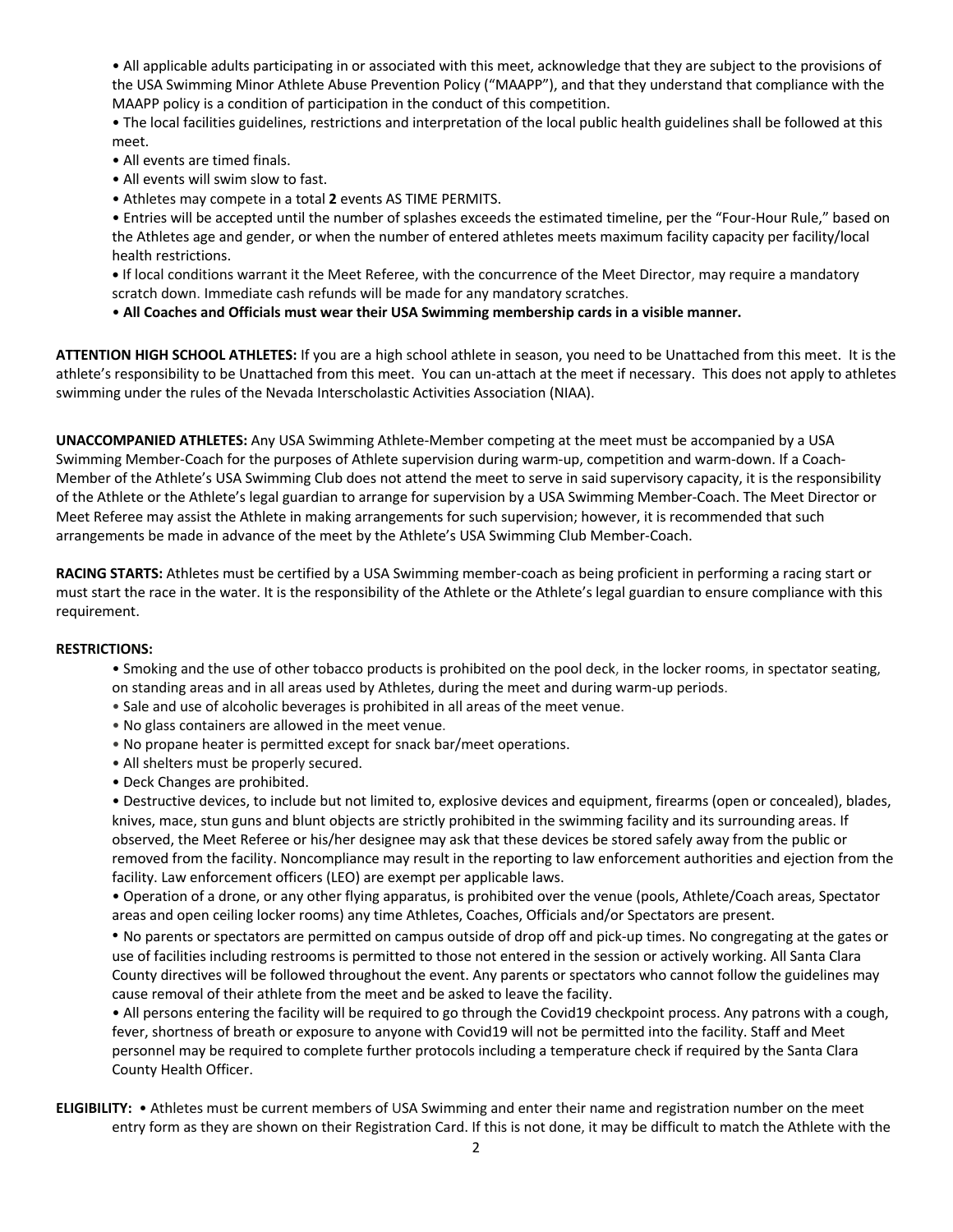- All applicable adults participating in or associated with this meet, acknowledge that they are subject to the provisions of the USA Swimming Minor Athlete Abuse Prevention Policy ("MAAPP"), and that they understand that compliance with the MAAPP policy is a condition of participation in the conduct of this competition.
- The local facilities guidelines, restrictions and interpretation of the local public health guidelines shall be followed at this meet.
- All events are timed finals.
- All events will swim slow to fast.
- Athletes may compete in a total **2** events AS TIME PERMITS.
- Entries will be accepted until the number of splashes exceeds the estimated timeline, per the "Four-Hour Rule," based on the Athletes age and gender, or when the number of entered athletes meets maximum facility capacity per facility/local health restrictions.
- If local conditions warrant it the Meet Referee, with the concurrence of the Meet Director, may require a mandatory scratch down. Immediate cash refunds will be made for any mandatory scratches.
- **All Coaches and Officials must wear their USA Swimming membership cards in a visible manner.**

**ATTENTION HIGH SCHOOL ATHLETES:** If you are a high school athlete in season, you need to be Unattached from this meet. It is the athlete's responsibility to be Unattached from this meet. You can un-attach at the meet if necessary. This does not apply to athletes swimming under the rules of the Nevada Interscholastic Activities Association (NIAA).

**UNACCOMPANIED ATHLETES:** Any USA Swimming Athlete-Member competing at the meet must be accompanied by a USA Swimming Member-Coach for the purposes of Athlete supervision during warm-up, competition and warm-down. If a Coach-Member of the Athlete's USA Swimming Club does not attend the meet to serve in said supervisory capacity, it is the responsibility of the Athlete or the Athlete's legal guardian to arrange for supervision by a USA Swimming Member-Coach. The Meet Director or Meet Referee may assist the Athlete in making arrangements for such supervision; however, it is recommended that such arrangements be made in advance of the meet by the Athlete's USA Swimming Club Member-Coach.

**RACING STARTS:** Athletes must be certified by a USA Swimming member-coach as being proficient in performing a racing start or must start the race in the water. It is the responsibility of the Athlete or the Athlete's legal guardian to ensure compliance with this requirement.

**RESTRICTIONS:**

- Smoking and the use of other tobacco products is prohibited on the pool deck, in the locker rooms, in spectator seating, on standing areas and in all areas used by Athletes, during the meet and during warm-up periods.
- Sale and use of alcoholic beverages is prohibited in all areas of the meet venue.
- No glass containers are allowed in the meet venue.
- No propane heater is permitted except for snack bar/meet operations.
- All shelters must be properly secured.
- Deck Changes are prohibited.
- Destructive devices, to include but not limited to, explosive devices and equipment, firearms (open or concealed), blades, knives, mace, stun guns and blunt objects are strictly prohibited in the swimming facility and its surrounding areas. If observed, the Meet Referee or his/her designee may ask that these devices be stored safely away from the public or removed from the facility. Noncompliance may result in the reporting to law enforcement authorities and ejection from the facility. Law enforcement officers (LEO) are exempt per applicable laws.
- Operation of a drone, or any other flying apparatus, is prohibited over the venue (pools, Athlete/Coach areas, Spectator areas and open ceiling locker rooms) any time Athletes, Coaches, Officials and/or Spectators are present.
- No parents or spectators are permitted on campus outside of drop off and pick-up times. No congregating at the gates or use of facilities including restrooms is permitted to those not entered in the session or actively working. All Santa Clara County directives will be followed throughout the event. Any parents or spectators who cannot follow the guidelines may cause removal of their athlete from the meet and be asked to leave the facility.
- All persons entering the facility will be required to go through the Covid19 checkpoint process. Any patrons with a cough, fever, shortness of breath or exposure to anyone with Covid19 will not be permitted into the facility. Staff and Meet personnel may be required to complete further protocols including a temperature check if required by the Santa Clara County Health Officer.

**ELIGIBILITY:** • Athletes must be current members of USA Swimming and enter their name and registration number on the meet entry form as they are shown on their Registration Card. If this is not done, it may be difficult to match the Athlete with the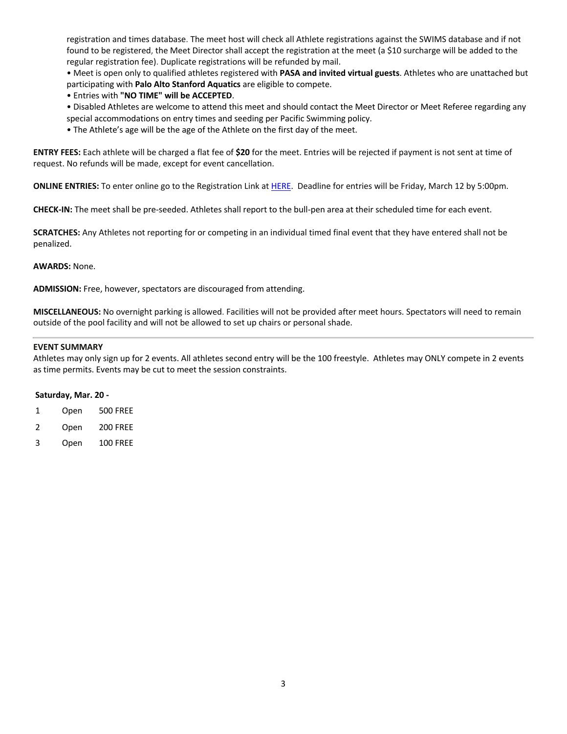registration and times database. The meet host will check all Athlete registrations against the SWIMS database and if not found to be registered, the Meet Director shall accept the registration at the meet (a $10 surcharge will be added to the regular registration fee). Duplicate registrations will be refunded by mail.

- Meet is open only to qualified athletes registered with **PASA and invited virtual guests**. Athletes who are unattached but participating with **Palo Alto Stanford Aquatics** are eligible to compete.
- Entries with **"NO TIME" will be ACCEPTED**.
- Disabled Athletes are welcome to attend this meet and should contact the Meet Director or Meet Referee regarding any special accommodations on entry times and seeding per Pacific Swimming policy.
- The Athlete's age will be the age of the Athlete on the first day of the meet.

**ENTRY FEES:** Each athlete will be charged a flat fee of **$20** for the meet. Entries will be rejected if payment is not sent at time of request. No refunds will be made, except for event cancellation.

**ONLINE ENTRIES:** To enter online go to the Registration Link at HERE. Deadline for entries will be Friday, March 12 by 5:00pm.

**CHECK-IN:** The meet shall be pre-seeded. Athletes shall report to the bull-pen area at their scheduled time for each event.

**SCRATCHES:** Any Athletes not reporting for or competing in an individual timed final event that they have entered shall not be penalized.

**AWARDS:** None.

**ADMISSION:** Free, however, spectators are discouraged from attending.

**MISCELLANEOUS:** No overnight parking is allowed. Facilities will not be provided after meet hours. Spectators will need to remain outside of the pool facility and will not be allowed to set up chairs or personal shade.

---

**EVENT SUMMARY**

Athletes may only sign up for 2 events. All athletes second entry will be the 100 freestyle. Athletes may ONLY compete in 2 events as time permits. Events may be cut to meet the session constraints.

**Saturday, Mar. 20 -**

| | | |
|---|---|---|
| 1 | Open | 500 FREE |
| 2 | Open | 200 FREE |
| 3 | Open | 100 FREE |